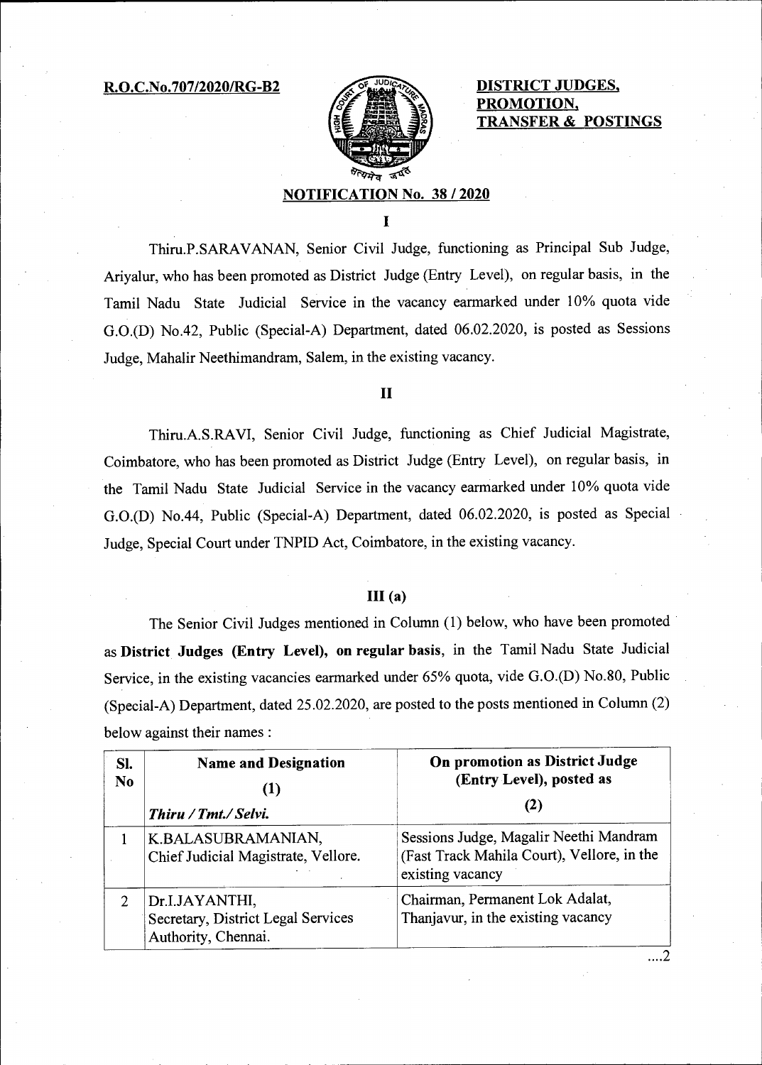**R.O.C.No.707/2020/RG-B2**

**DISTRICT JUDGES, PROMOTION, TRANSFER & POSTINGS**

## NOTIFICATION No. 38 / 2020

### I

Thiru.P.SARAVANAN, Senior Civil Judge, functioning as Principal Sub Judge, Ariyalur, who has been promoted as District Judge (Entry Level), on regular basis, in the Tamil Nadu State Judicial Service in the vacancy earmarked under 10% quota vide G.O.(D) No.42, Public (Special-A) Department, dated 06.02.2020, is posted as Sessions Judge, Mahalir Neethimandram, Salem, in the existing vacancy.

### II

Thiru.A.S.RAVI, Senior Civil Judge, functioning as Chief Judicial Magistrate, Coimbatore, who has been promoted as District Judge (Entry Level), on regular basis, in the Tamil Nadu State Judicial Service in the vacancy earmarked under 10% quota vide G.O.(D) No.44, Public (Special-A) Department, dated 06.02.2020, is posted as Special Judge, Special Court under TNPID Act, Coimbatore, in the existing vacancy.

### III (a)

The Senior Civil Judges mentioned in Column (1) below, who have been promoted as **District Judges (Entry Level), on regular basis**, in the Tamil Nadu State Judicial Service, in the existing vacancies earmarked under 65% quota, vide G.O.(D) No.80, Public (Special-A) Department, dated 25.02.2020, are posted to the posts mentioned in Column (2) below against their names :

| Sl. No | Name and Designation (1) *Thiru / Tmt./ Selvi.* | On promotion as District Judge (Entry Level), posted as (2) |
|---|---|---|
| 1 | K.BALASUBRAMANIAN, Chief Judicial Magistrate, Vellore. | Sessions Judge, Magalir Neethi Mandram (Fast Track Mahila Court), Vellore, in the existing vacancy |
| 2 | Dr.I.JAYANTHI, Secretary, District Legal Services Authority, Chennai. | Chairman, Permanent Lok Adalat, Thanjavur, in the existing vacancy |

....2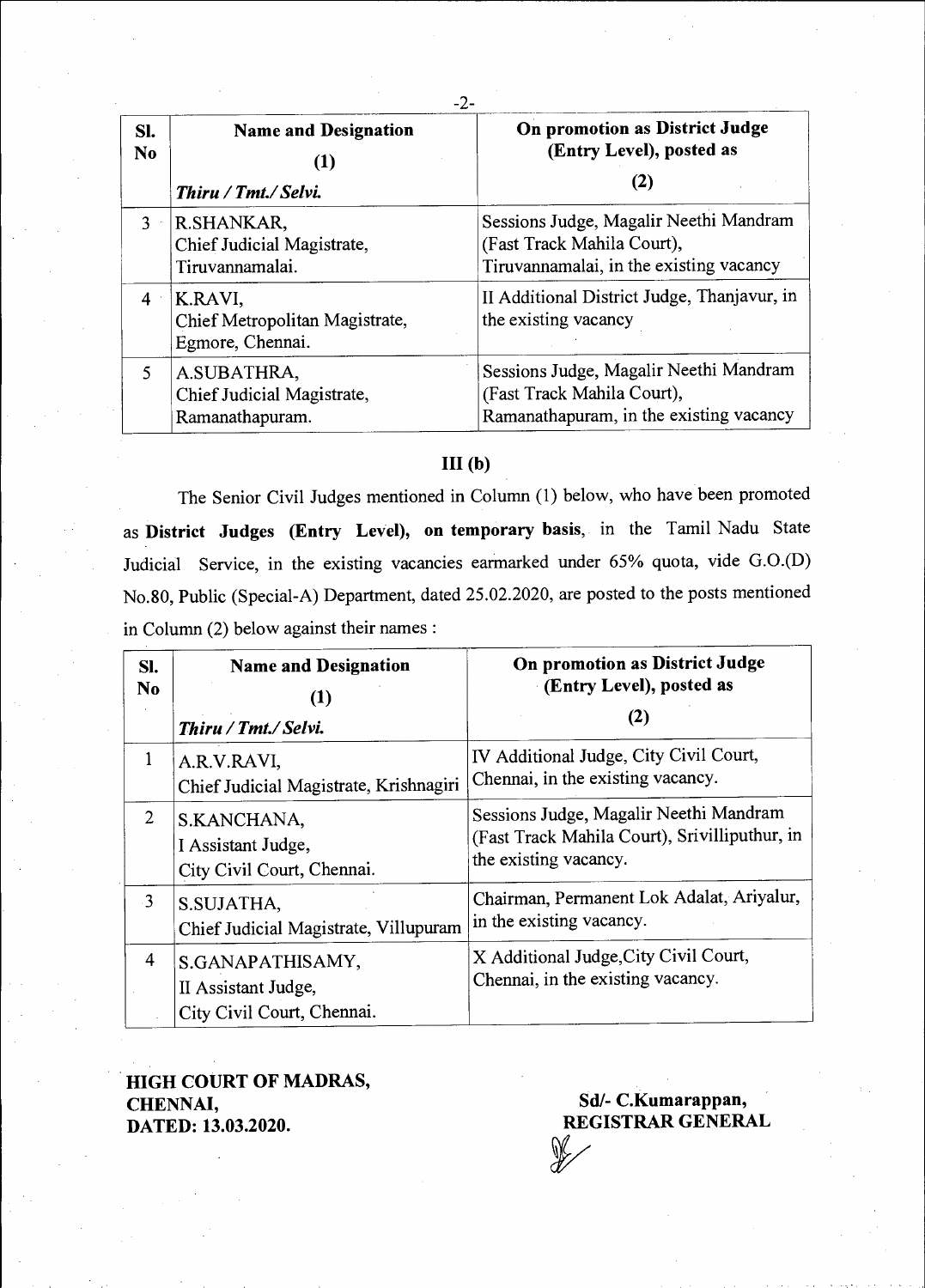| Sl. No | Name and Designation (1) *Thiru / Tmt./ Selvi.* | On promotion as District Judge (Entry Level), posted as (2) |
|---|---|---|
| 3 | R.SHANKAR, Chief Judicial Magistrate, Tiruvannamalai. | Sessions Judge, Magalir Neethi Mandram (Fast Track Mahila Court), Tiruvannamalai, in the existing vacancy |
| 4 | K.RAVI, Chief Metropolitan Magistrate, Egmore, Chennai. | II Additional District Judge, Thanjavur, in the existing vacancy |
| 5 | A.SUBATHRA, Chief Judicial Magistrate, Ramanathapuram. | Sessions Judge, Magalir Neethi Mandram (Fast Track Mahila Court), Ramanathapuram, in the existing vacancy |

## III (b)

The Senior Civil Judges mentioned in Column (1) below, who have been promoted as **District Judges (Entry Level), on temporary basis**, in the Tamil Nadu State Judicial Service, in the existing vacancies earmarked under 65% quota, vide G.O.(D) No.80, Public (Special-A) Department, dated 25.02.2020, are posted to the posts mentioned in Column (2) below against their names :

| Sl. No | Name and Designation (1) *Thiru / Tmt./ Selvi.* | On promotion as District Judge (Entry Level), posted as (2) |
|---|---|---|
| 1 | A.R.V.RAVI, Chief Judicial Magistrate, Krishnagiri | IV Additional Judge, City Civil Court, Chennai, in the existing vacancy. |
| 2 | S.KANCHANA, I Assistant Judge, City Civil Court, Chennai. | Sessions Judge, Magalir Neethi Mandram (Fast Track Mahila Court), Srivilliputhur, in the existing vacancy. |
| 3 | S.SUJATHA, Chief Judicial Magistrate, Villupuram | Chairman, Permanent Lok Adalat, Ariyalur, in the existing vacancy. |
| 4 | S.GANAPATHISAMY, II Assistant Judge, City Civil Court, Chennai. | X Additional Judge,City Civil Court, Chennai, in the existing vacancy. |

**HIGH COURT OF MADRAS,**
**CHENNAI,**
**DATED: 13.03.2020.**

**Sd/- C.Kumarappan,**
**REGISTRAR GENERAL**